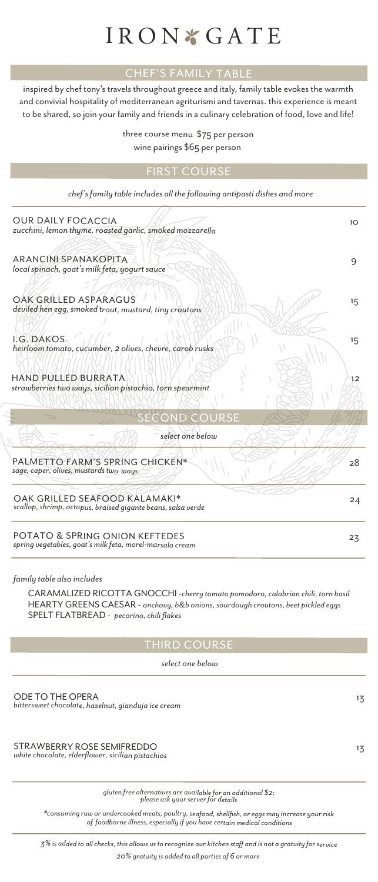# IRON GATE

## CHEF'S FAMILY TABLE

inspired by chef tony's travels throughout greece and italy, family table evokes the warmth and convivial hospitality of mediterranean agriturismi and tavernas. this experience is meant to be shared, so join your family and friends in a culinary celebration of food, love and life!

three course menu $75 per person

wine pairings $65 per person

## FIRST COURSE

*chef's family table includes all the following antipasti dishes and more*

OUR DAILY FOCACCIA — 10
*zucchini, lemon thyme, roasted garlic, smoked mozzarella*

ARANCINI SPANAKOPITA — 9
*local spinach, goat's milk feta, yogurt sauce*

OAK GRILLED ASPARAGUS — 15
*deviled hen egg, smoked trout, mustard, tiny croutons*

I.G. DAKOS — 15
*heirloom tomato, cucumber, 2 olives, chevre, carob rusks*

HAND PULLED BURRATA — 12
*strawberries two ways, sicilian pistachio, torn spearmint*

## SECOND COURSE

*select one below*

PALMETTO FARM'S SPRING CHICKEN* — 28
*sage, caper, olives, mustards two ways*

OAK GRILLED SEAFOOD KALAMAKI* — 24
*scallop, shrimp, octopus, braised gigante beans, salsa verde*

POTATO & SPRING ONION KEFTEDES — 23
*spring vegetables, goat's milk feta, morel-marsala cream*

*family table also includes*

CARAMALIZED RICOTTA GNOCCHI - *cherry tomato pomodoro, calabrian chili, torn basil*
HEARTY GREENS CAESAR - *anchovy, b&b onions, sourdough croutons, beet pickled eggs*
SPELT FLATBREAD - *pecorino, chili flakes*

## THIRD COURSE

*select one below*

ODE TO THE OPERA — 13
*bittersweet chocolate, hazelnut, gianduja ice cream*

STRAWBERRY ROSE SEMIFREDDO — 13
*white chocolate, elderflower, sicilian pistachios*

*gluten free alternatives are available for an additional $2; please ask your server for details*

*\*consuming raw or undercooked meats, poultry, seafood, shellfish, or eggs may increase your risk of foodborne illness, especially if you have certain medical conditions*

*3% is added to all checks, this allows us to recognize our kitchen staff and is not a gratuity for service*

*20% gratuity is added to all parties of 6 or more*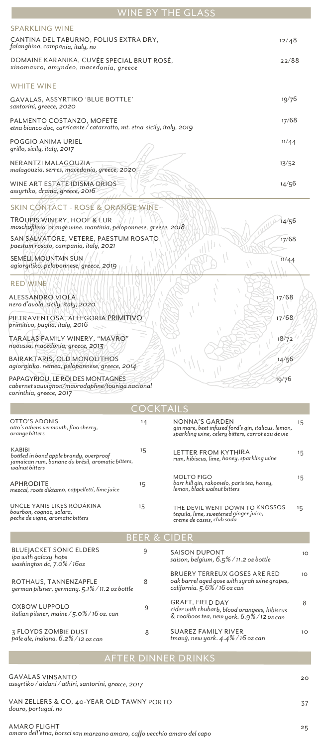# WINE BY THE GLASS

## SPARKLING WINE

CANTINA DEL TABURNO, FOLIUS EXTRA DRY, 12/48
*falanghina, campania, italy, nv*

DOMAINE KARANIKA, CUVÉE SPECIAL BRUT ROSÉ, 22/88
*xinomavro, amyndeo, macedonia, greece*

## WHITE WINE

GAVALAS, ASSYRTIKO 'BLUE BOTTLE' 19/76
*santorini, greece, 2020*

PALMENTO COSTANZO, MOFETE 17/68
*etna bianco doc, carricante / catarratto, mt. etna sicily, italy, 2019*

POGGIO ANIMA URIEL 11/44
*grillo, sicily, italy, 2017*

NERANTZI MALAGOUZIA 13/52
*malagouzia, serres, macedonia, greece, 2020*

WINE ART ESTATE IDISMA DRIOS 14/56
*assyrtiko, drama, greece, 2016*

## SKIN CONTACT - ROSÉ & ORANGE WINE

TROUPIS WINERY, HOOF & LUR 14/56
*moschofilero. orange wine. mantinia, peloponnese, greece, 2018*

SAN SALVATORE, VETERE, PAESTUM ROSATO 17/68
*paestum rosato, campania, italy, 2021*

SEMELI, MOUNTAIN SUN 11/44
*agiorgitiko. peloponnese, greece, 2019*

## RED WINE

ALESSANDRO VIOLA 17/68
*nero d'avola, sicily, italy, 2020*

PIETRAVENTOSA, ALLEGORIA PRIMITIVO 17/68
*primitivo, puglia, italy, 2016*

TARALAS FAMILY WINERY, "MAVRO" 18/72
*naoussa, macedonia, greece, 2013*

BAIRAKTARIS, OLD MONOLITHOS 14/56
*agiorgitiko. nemea, peloponnese, greece, 2014*

PAPAGYRIOU, LE ROI DES MONTAGNES 19/76
*cabernet sauvignon/mavrodaphne/touriga nacional*
*corinthia, greece, 2017*

# COCKTAILS

OTTO'S ADONIS 14
*otto's athens vermouth, fino sherry, orange bitters*

KABIBI 15
*bottled in bond apple brandy, overproof jamaican rum, banane du brésil, aromatic bitters, walnut bitters*

APHRODITE 15
*mezcal, roots diktamo, cappelletti, lime juice*

UNCLE YANIS LIKES RODÁKINA 15
*bourbon, cognac, solara, peche de vigne, aromatic bitters*

NONNA'S GARDEN 15
*gin mare, beet infused ford's gin, italicus, lemon, sparkling wine, celery bitters, carrot eau de vie*

LETTER FROM KYTHIRA 15
*rum, hibiscus, lime, honey, sparkling wine*

MOLTO FIGO 15
*barr hill gin, rakomelo, paris tea, honey, lemon, black walnut bitters*

THE DEVIL WENT DOWN TO KNOSSOS 15
*tequila, lime, sweetened ginger juice, creme de cassis, club soda*

# BEER & CIDER

BLUEJACKET SONIC ELDERS 9
*ipa with galaxy hops washington dc, 7.0% / 16oz*

ROTHAUS, TANNENZAPFLE 8
*german pilsner, germany. 5.1% / 11.2 oz bottle*

OXBOW LUPPOLO 9
*italian pilsner, maine / 5.0% / 16 oz. can*

3 FLOYDS ZOMBIE DUST 8
*pale ale, indiana. 6.2% / 12 oz can*

SAISON DUPONT 10
*saison, belgium, 6.5% / 11.2 oz bottle*

BRUERY TERREUX GOSES ARE RED 10
*oak barrel aged gose with syrah wine grapes, california. 5.6% / 16 oz can*

GRAFT, FIELD DAY 8
*cider with rhubarb, blood orangees, hibiscus & rooiboos tea, new york. 6.9% / 12 oz can*

SUAREZ FAMILY RIVER 10
*tmavý, new york. 4.4% / 16 oz can*

# AFTER DINNER DRINKS

GAVALAS VINSANTO 20
*assyrtiko / aidani / athiri, santorini, greece, 2017*

VAN ZELLERS & CO, 40-YEAR OLD TAWNY PORTO 37
*douro, portugal, nv*

AMARO FLIGHT 25
*amaro dell'etna, borsci san marzano amaro, caffo vecchio amaro del capo*